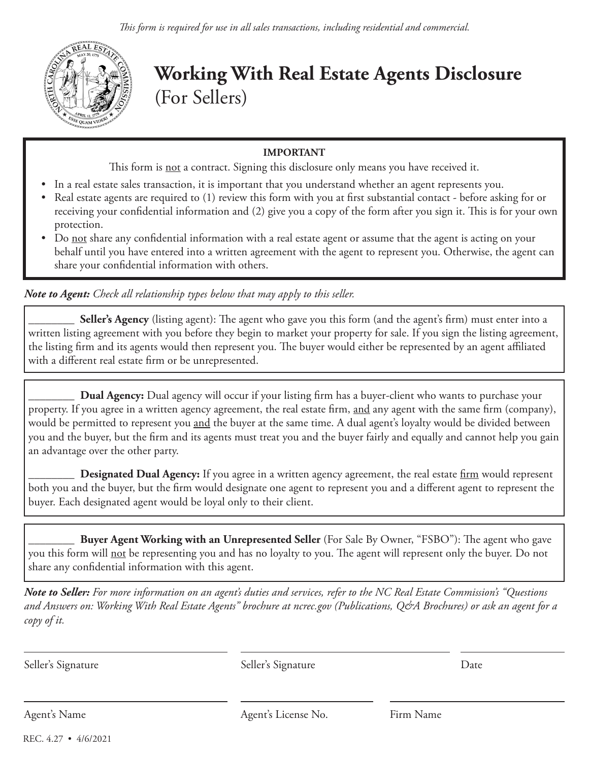*This form is required for use in all sales transactions, including residential and commercial.*

# Working With Real Estate Agents Disclosure
(For Sellers)

**IMPORTANT**

This form is not a contract. Signing this disclosure only means you have received it.

- In a real estate sales transaction, it is important that you understand whether an agent represents you.
- Real estate agents are required to (1) review this form with you at first substantial contact - before asking for or receiving your confidential information and (2) give you a copy of the form after you sign it. This is for your own protection.
- Do not share any confidential information with a real estate agent or assume that the agent is acting on your behalf until you have entered into a written agreement with the agent to represent you. Otherwise, the agent can share your confidential information with others.

***Note to Agent:*** *Check all relationship types below that may apply to this seller.*

________ **Seller's Agency** (listing agent): The agent who gave you this form (and the agent's firm) must enter into a written listing agreement with you before they begin to market your property for sale. If you sign the listing agreement, the listing firm and its agents would then represent you. The buyer would either be represented by an agent affiliated with a different real estate firm or be unrepresented.

________ **Dual Agency:** Dual agency will occur if your listing firm has a buyer-client who wants to purchase your property. If you agree in a written agency agreement, the real estate firm, and any agent with the same firm (company), would be permitted to represent you and the buyer at the same time. A dual agent's loyalty would be divided between you and the buyer, but the firm and its agents must treat you and the buyer fairly and equally and cannot help you gain an advantage over the other party.

________ **Designated Dual Agency:** If you agree in a written agency agreement, the real estate firm would represent both you and the buyer, but the firm would designate one agent to represent you and a different agent to represent the buyer. Each designated agent would be loyal only to their client.

________ **Buyer Agent Working with an Unrepresented Seller** (For Sale By Owner, "FSBO"): The agent who gave you this form will not be representing you and has no loyalty to you. The agent will represent only the buyer. Do not share any confidential information with this agent.

***Note to Seller:*** *For more information on an agent's duties and services, refer to the NC Real Estate Commission's "Questions and Answers on: Working With Real Estate Agents" brochure at ncrec.gov (Publications, Q&A Brochures) or ask an agent for a copy of it.*

| | | |
|---|---|---|
| ______________________ | ______________________ | ______________ |
| Seller's Signature | Seller's Signature | Date |
| ______________________ | ______________________ | ______________ |
| Agent's Name | Agent's License No. | Firm Name |

REC. 4.27 • 4/6/2021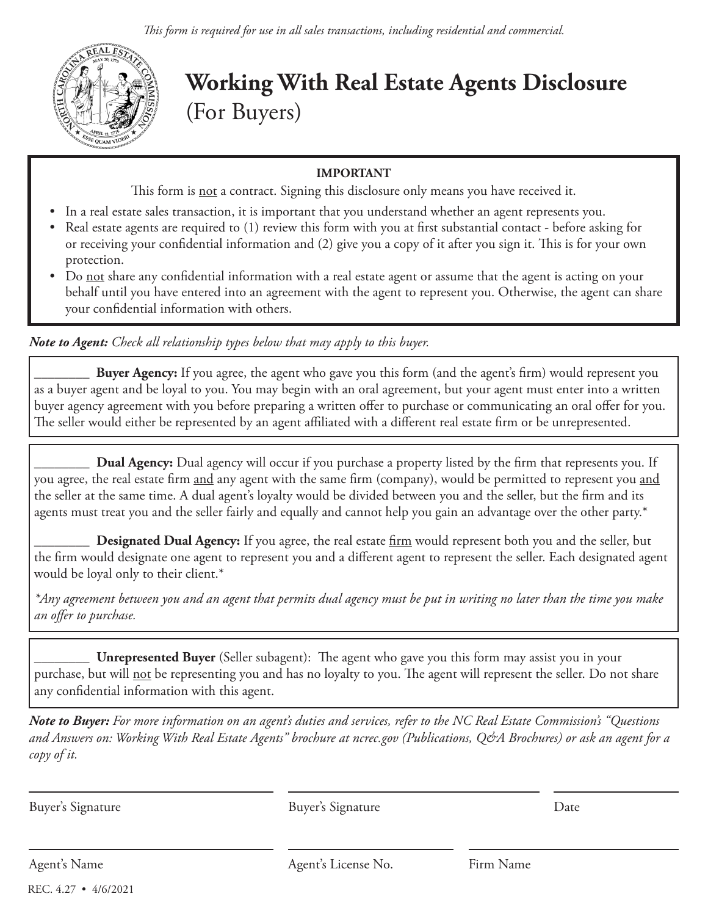*This form is required for use in all sales transactions, including residential and commercial.*

# Working With Real Estate Agents Disclosure
(For Buyers)

**IMPORTANT**

This form is not a contract. Signing this disclosure only means you have received it.

- In a real estate sales transaction, it is important that you understand whether an agent represents you.
- Real estate agents are required to (1) review this form with you at first substantial contact - before asking for or receiving your confidential information and (2) give you a copy of it after you sign it. This is for your own protection.
- Do not share any confidential information with a real estate agent or assume that the agent is acting on your behalf until you have entered into an agreement with the agent to represent you. Otherwise, the agent can share your confidential information with others.

***Note to Agent:*** *Check all relationship types below that may apply to this buyer.*

________ **Buyer Agency:** If you agree, the agent who gave you this form (and the agent's firm) would represent you as a buyer agent and be loyal to you. You may begin with an oral agreement, but your agent must enter into a written buyer agency agreement with you before preparing a written offer to purchase or communicating an oral offer for you. The seller would either be represented by an agent affiliated with a different real estate firm or be unrepresented.

________ **Dual Agency:** Dual agency will occur if you purchase a property listed by the firm that represents you. If you agree, the real estate firm and any agent with the same firm (company), would be permitted to represent you and the seller at the same time. A dual agent's loyalty would be divided between you and the seller, but the firm and its agents must treat you and the seller fairly and equally and cannot help you gain an advantage over the other party.*

________ **Designated Dual Agency:** If you agree, the real estate firm would represent both you and the seller, but the firm would designate one agent to represent you and a different agent to represent the seller. Each designated agent would be loyal only to their client.*

**Any agreement between you and an agent that permits dual agency must be put in writing no later than the time you make an offer to purchase.*

________ **Unrepresented Buyer** (Seller subagent): The agent who gave you this form may assist you in your purchase, but will not be representing you and has no loyalty to you. The agent will represent the seller. Do not share any confidential information with this agent.

***Note to Buyer:*** *For more information on an agent's duties and services, refer to the NC Real Estate Commission's "Questions and Answers on: Working With Real Estate Agents" brochure at ncrec.gov (Publications, Q&A Brochures) or ask an agent for a copy of it.*

| | | |
|---|---|---|
| Buyer's Signature | Buyer's Signature | Date |
| Agent's Name | Agent's License No. | Firm Name |

REC. 4.27 • 4/6/2021